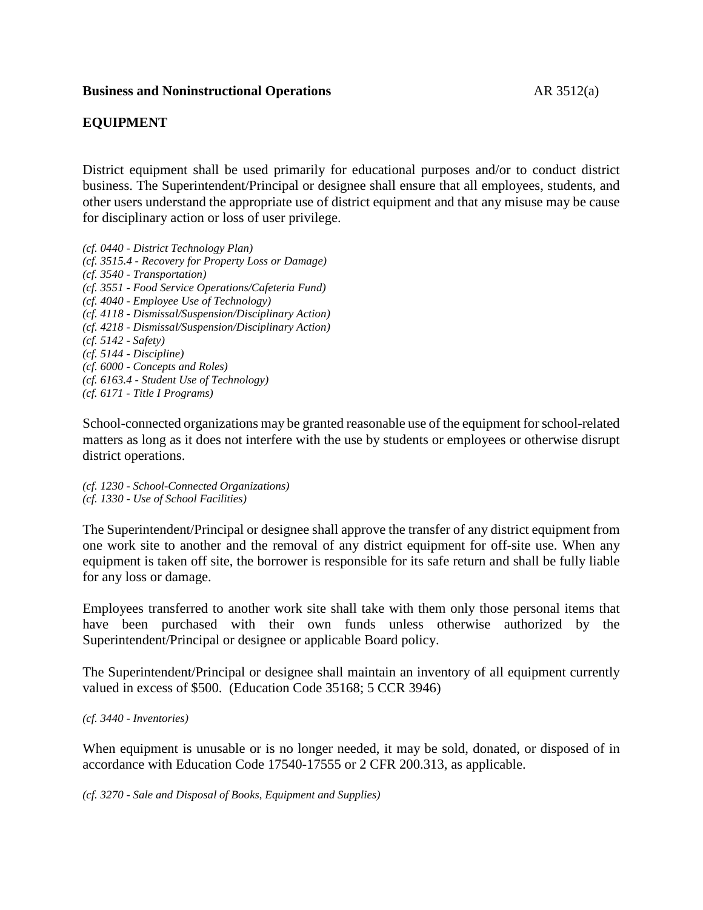**Business and Noninstructional Operations** AR 3512(a)

## EQUIPMENT

District equipment shall be used primarily for educational purposes and/or to conduct district business. The Superintendent/Principal or designee shall ensure that all employees, students, and other users understand the appropriate use of district equipment and that any misuse may be cause for disciplinary action or loss of user privilege.

*(cf. 0440 - District Technology Plan)*
*(cf. 3515.4 - Recovery for Property Loss or Damage)*
*(cf. 3540 - Transportation)*
*(cf. 3551 - Food Service Operations/Cafeteria Fund)*
*(cf. 4040 - Employee Use of Technology)*
*(cf. 4118 - Dismissal/Suspension/Disciplinary Action)*
*(cf. 4218 - Dismissal/Suspension/Disciplinary Action)*
*(cf. 5142 - Safety)*
*(cf. 5144 - Discipline)*
*(cf. 6000 - Concepts and Roles)*
*(cf. 6163.4 - Student Use of Technology)*
*(cf. 6171 - Title I Programs)*

School-connected organizations may be granted reasonable use of the equipment for school-related matters as long as it does not interfere with the use by students or employees or otherwise disrupt district operations.

*(cf. 1230 - School-Connected Organizations)*
*(cf. 1330 - Use of School Facilities)*

The Superintendent/Principal or designee shall approve the transfer of any district equipment from one work site to another and the removal of any district equipment for off-site use. When any equipment is taken off site, the borrower is responsible for its safe return and shall be fully liable for any loss or damage.

Employees transferred to another work site shall take with them only those personal items that have been purchased with their own funds unless otherwise authorized by the Superintendent/Principal or designee or applicable Board policy.

The Superintendent/Principal or designee shall maintain an inventory of all equipment currently valued in excess of $500. (Education Code 35168; 5 CCR 3946)

*(cf. 3440 - Inventories)*

When equipment is unusable or is no longer needed, it may be sold, donated, or disposed of in accordance with Education Code 17540-17555 or 2 CFR 200.313, as applicable.

*(cf. 3270 - Sale and Disposal of Books, Equipment and Supplies)*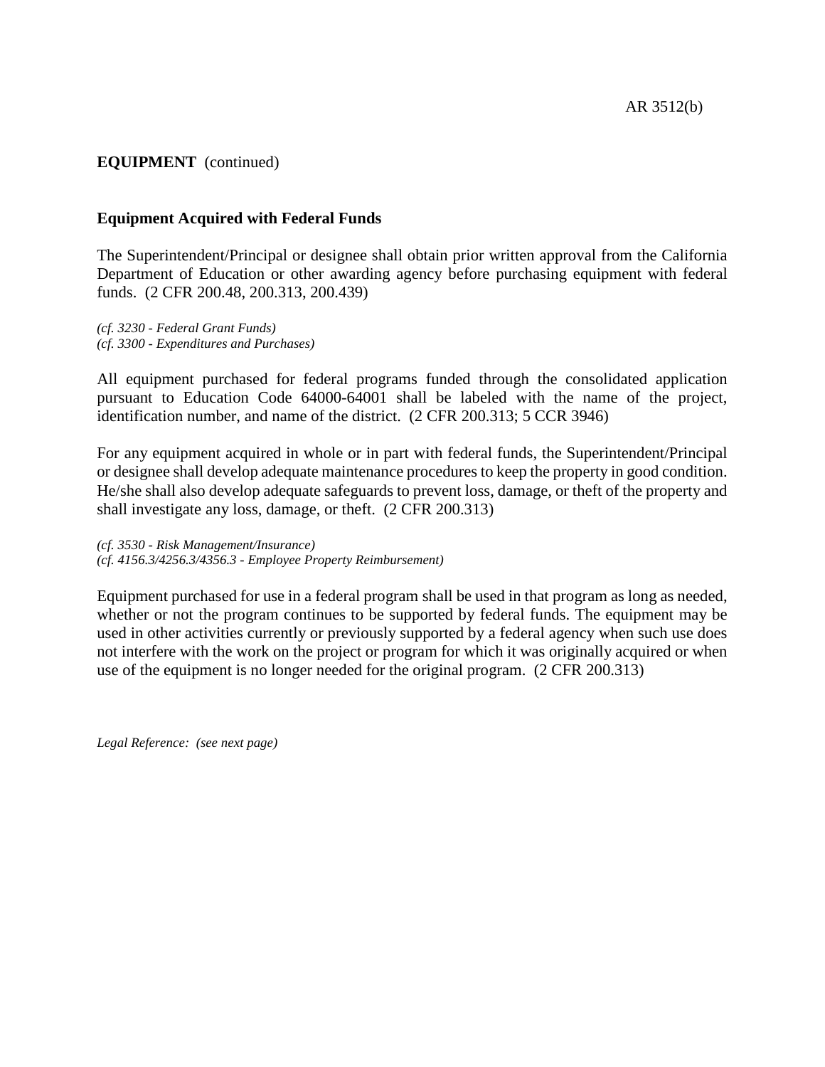**EQUIPMENT** (continued)

**Equipment Acquired with Federal Funds**

The Superintendent/Principal or designee shall obtain prior written approval from the California Department of Education or other awarding agency before purchasing equipment with federal funds. (2 CFR 200.48, 200.313, 200.439)

*(cf. 3230 - Federal Grant Funds)*
*(cf. 3300 - Expenditures and Purchases)*

All equipment purchased for federal programs funded through the consolidated application pursuant to Education Code 64000-64001 shall be labeled with the name of the project, identification number, and name of the district. (2 CFR 200.313; 5 CCR 3946)

For any equipment acquired in whole or in part with federal funds, the Superintendent/Principal or designee shall develop adequate maintenance procedures to keep the property in good condition. He/she shall also develop adequate safeguards to prevent loss, damage, or theft of the property and shall investigate any loss, damage, or theft. (2 CFR 200.313)

*(cf. 3530 - Risk Management/Insurance)*
*(cf. 4156.3/4256.3/4356.3 - Employee Property Reimbursement)*

Equipment purchased for use in a federal program shall be used in that program as long as needed, whether or not the program continues to be supported by federal funds. The equipment may be used in other activities currently or previously supported by a federal agency when such use does not interfere with the work on the project or program for which it was originally acquired or when use of the equipment is no longer needed for the original program. (2 CFR 200.313)

*Legal Reference: (see next page)*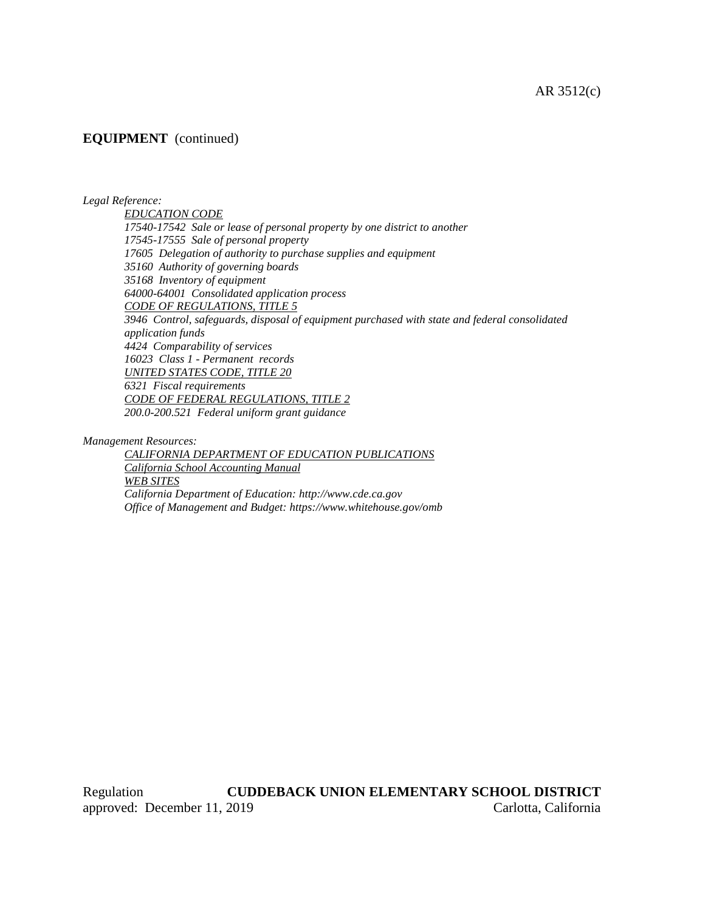**EQUIPMENT** (continued)

*Legal Reference:*

*EDUCATION CODE*

*17540-17542 Sale or lease of personal property by one district to another*

*17545-17555 Sale of personal property*

*17605 Delegation of authority to purchase supplies and equipment*

*35160 Authority of governing boards*

*35168 Inventory of equipment*

*64000-64001 Consolidated application process*

*CODE OF REGULATIONS, TITLE 5*

*3946 Control, safeguards, disposal of equipment purchased with state and federal consolidated application funds*

*4424 Comparability of services*

*16023 Class 1 - Permanent records*

*UNITED STATES CODE, TITLE 20*

*6321 Fiscal requirements*

*CODE OF FEDERAL REGULATIONS, TITLE 2*

*200.0-200.521 Federal uniform grant guidance*

*Management Resources:*

*CALIFORNIA DEPARTMENT OF EDUCATION PUBLICATIONS*

*California School Accounting Manual*

*WEB SITES*

*California Department of Education: http://www.cde.ca.gov*

*Office of Management and Budget: https://www.whitehouse.gov/omb*

Regulation approved: December 11, 2019

**CUDDEBACK UNION ELEMENTARY SCHOOL DISTRICT**
Carlotta, California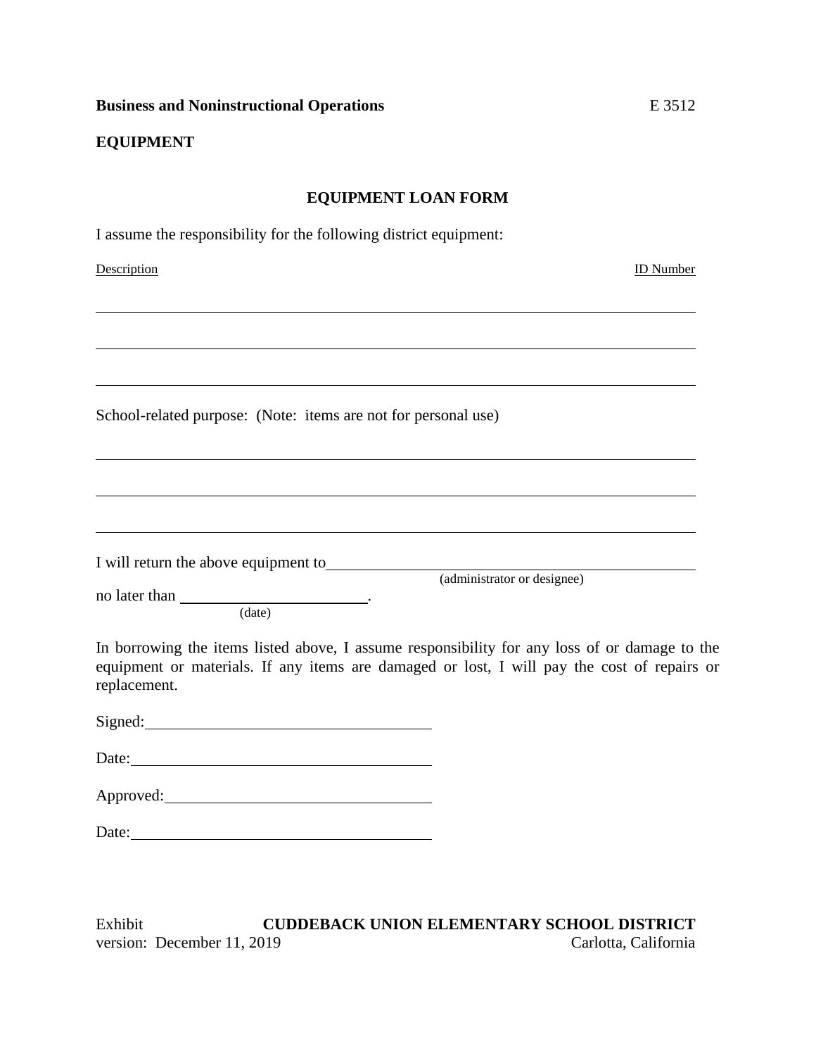**Business and Noninstructional Operations** E 3512

**EQUIPMENT**

## EQUIPMENT LOAN FORM

I assume the responsibility for the following district equipment:

Description ID Number

\_\_\_\_\_\_\_\_\_\_\_\_\_\_\_\_\_\_\_\_\_\_\_\_\_\_\_\_\_\_\_\_\_\_\_\_\_\_\_\_\_\_\_\_\_\_\_\_\_\_\_\_\_\_\_\_\_\_\_\_\_\_\_\_

\_\_\_\_\_\_\_\_\_\_\_\_\_\_\_\_\_\_\_\_\_\_\_\_\_\_\_\_\_\_\_\_\_\_\_\_\_\_\_\_\_\_\_\_\_\_\_\_\_\_\_\_\_\_\_\_\_\_\_\_\_\_\_\_

\_\_\_\_\_\_\_\_\_\_\_\_\_\_\_\_\_\_\_\_\_\_\_\_\_\_\_\_\_\_\_\_\_\_\_\_\_\_\_\_\_\_\_\_\_\_\_\_\_\_\_\_\_\_\_\_\_\_\_\_\_\_\_\_

School-related purpose: (Note: items are not for personal use)

\_\_\_\_\_\_\_\_\_\_\_\_\_\_\_\_\_\_\_\_\_\_\_\_\_\_\_\_\_\_\_\_\_\_\_\_\_\_\_\_\_\_\_\_\_\_\_\_\_\_\_\_\_\_\_\_\_\_\_\_\_\_\_\_

\_\_\_\_\_\_\_\_\_\_\_\_\_\_\_\_\_\_\_\_\_\_\_\_\_\_\_\_\_\_\_\_\_\_\_\_\_\_\_\_\_\_\_\_\_\_\_\_\_\_\_\_\_\_\_\_\_\_\_\_\_\_\_\_

\_\_\_\_\_\_\_\_\_\_\_\_\_\_\_\_\_\_\_\_\_\_\_\_\_\_\_\_\_\_\_\_\_\_\_\_\_\_\_\_\_\_\_\_\_\_\_\_\_\_\_\_\_\_\_\_\_\_\_\_\_\_\_\_

I will return the above equipment to\_\_\_\_\_\_\_\_\_\_\_\_\_\_\_\_\_\_\_\_\_\_\_\_\_\_\_\_\_\_\_\_\_\_\_\_\_\_
(administrator or designee)

no later than \_\_\_\_\_\_\_\_\_\_\_\_\_\_\_\_\_\_\_\_.
(date)

In borrowing the items listed above, I assume responsibility for any loss of or damage to the equipment or materials. If any items are damaged or lost, I will pay the cost of repairs or replacement.

Signed:\_\_\_\_\_\_\_\_\_\_\_\_\_\_\_\_\_\_\_\_\_\_\_\_\_\_\_\_\_\_

Date:\_\_\_\_\_\_\_\_\_\_\_\_\_\_\_\_\_\_\_\_\_\_\_\_\_\_\_\_\_\_\_\_

Approved:\_\_\_\_\_\_\_\_\_\_\_\_\_\_\_\_\_\_\_\_\_\_\_\_\_\_\_\_

Date:\_\_\_\_\_\_\_\_\_\_\_\_\_\_\_\_\_\_\_\_\_\_\_\_\_\_\_\_\_\_\_\_

Exhibit **CUDDEBACK UNION ELEMENTARY SCHOOL DISTRICT**
version: December 11, 2019 Carlotta, California